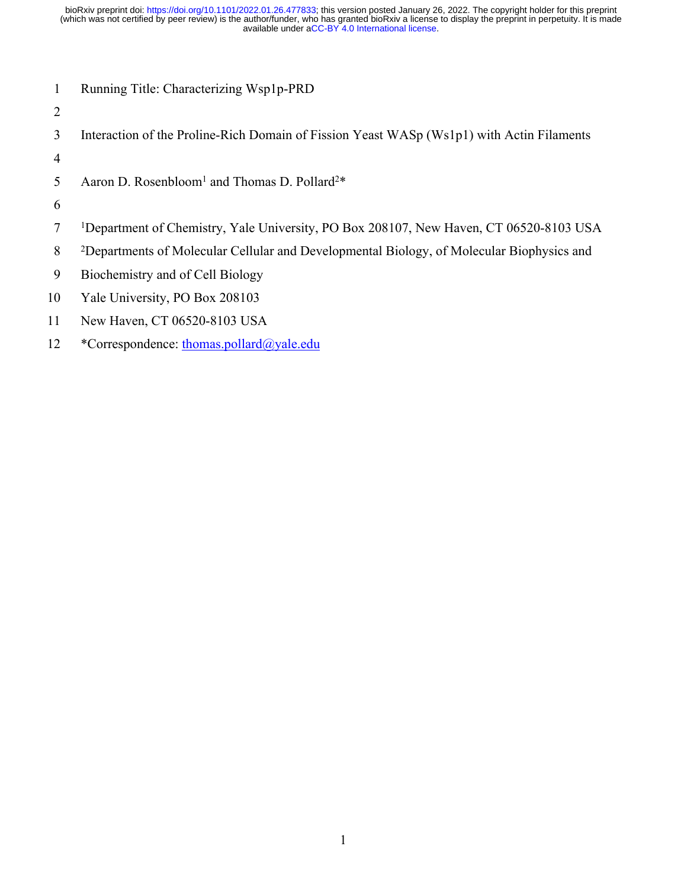Running Title: Characterizing Wsp1p-PRD

# Interaction of the Proline-Rich Domain of Fission Yeast WASp (Ws1p1) with Actin Filaments

Aaron D. Rosenbloom[1] and Thomas D. Pollard[2]*

[1]Department of Chemistry, Yale University, PO Box 208107, New Haven, CT 06520-8103 USA

[2]Departments of Molecular Cellular and Developmental Biology, of Molecular Biophysics and Biochemistry and of Cell Biology

Yale University, PO Box 208103

New Haven, CT 06520-8103 USA

*Correspondence: thomas.pollard@yale.edu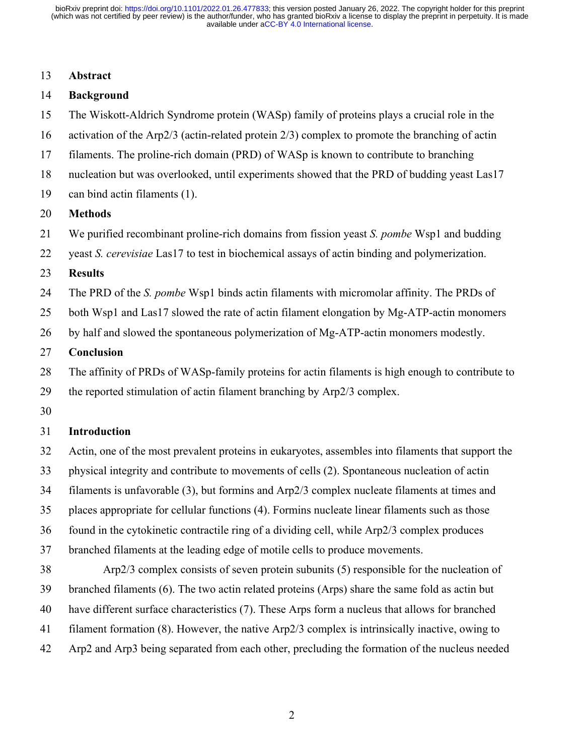## Abstract

### Background

The Wiskott-Aldrich Syndrome protein (WASp) family of proteins plays a crucial role in the activation of the Arp2/3 (actin-related protein 2/3) complex to promote the branching of actin filaments. The proline-rich domain (PRD) of WASp is known to contribute to branching nucleation but was overlooked, until experiments showed that the PRD of budding yeast Las17 can bind actin filaments (1).

### Methods

We purified recombinant proline-rich domains from fission yeast *S. pombe* Wsp1 and budding yeast *S. cerevisiae* Las17 to test in biochemical assays of actin binding and polymerization.

### Results

The PRD of the *S. pombe* Wsp1 binds actin filaments with micromolar affinity. The PRDs of both Wsp1 and Las17 slowed the rate of actin filament elongation by Mg-ATP-actin monomers by half and slowed the spontaneous polymerization of Mg-ATP-actin monomers modestly.

### Conclusion

The affinity of PRDs of WASp-family proteins for actin filaments is high enough to contribute to the reported stimulation of actin filament branching by Arp2/3 complex.

## Introduction

Actin, one of the most prevalent proteins in eukaryotes, assembles into filaments that support the physical integrity and contribute to movements of cells (2). Spontaneous nucleation of actin filaments is unfavorable (3), but formins and Arp2/3 complex nucleate filaments at times and places appropriate for cellular functions (4). Formins nucleate linear filaments such as those found in the cytokinetic contractile ring of a dividing cell, while Arp2/3 complex produces branched filaments at the leading edge of motile cells to produce movements.

Arp2/3 complex consists of seven protein subunits (5) responsible for the nucleation of branched filaments (6). The two actin related proteins (Arps) share the same fold as actin but have different surface characteristics (7). These Arps form a nucleus that allows for branched filament formation (8). However, the native Arp2/3 complex is intrinsically inactive, owing to Arp2 and Arp3 being separated from each other, precluding the formation of the nucleus needed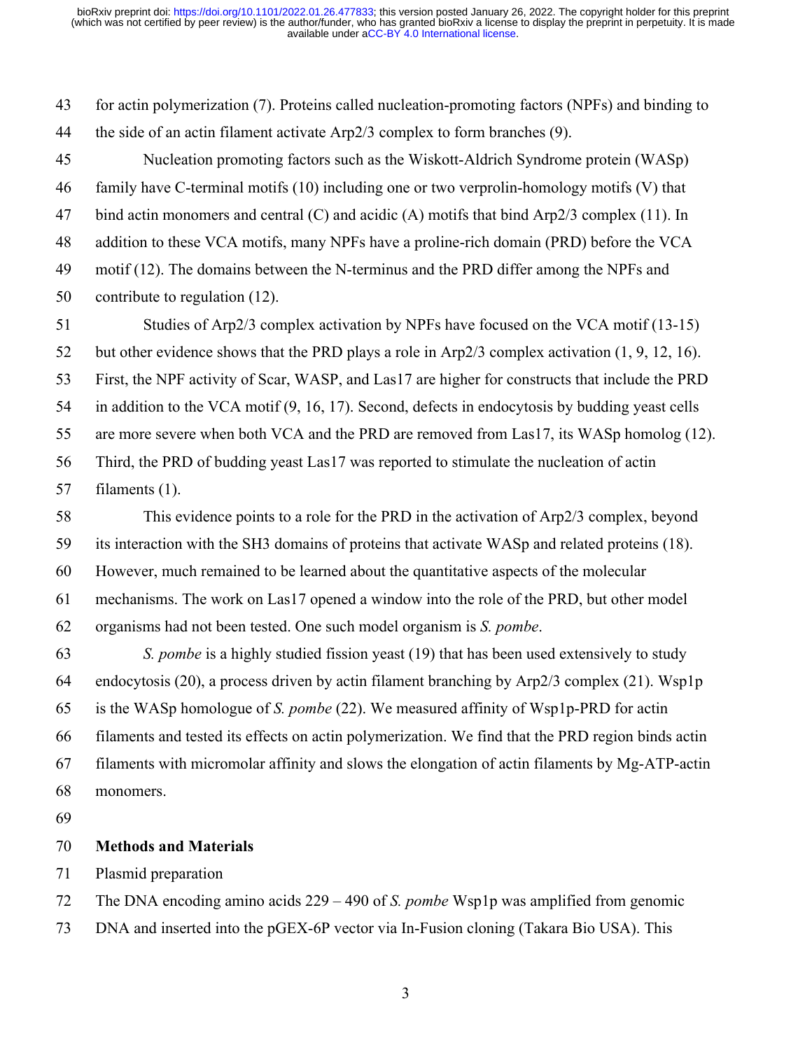for actin polymerization (7). Proteins called nucleation-promoting factors (NPFs) and binding to the side of an actin filament activate Arp2/3 complex to form branches (9).

Nucleation promoting factors such as the Wiskott-Aldrich Syndrome protein (WASp) family have C-terminal motifs (10) including one or two verprolin-homology motifs (V) that bind actin monomers and central (C) and acidic (A) motifs that bind Arp2/3 complex (11). In addition to these VCA motifs, many NPFs have a proline-rich domain (PRD) before the VCA motif (12). The domains between the N-terminus and the PRD differ among the NPFs and contribute to regulation (12).

Studies of Arp2/3 complex activation by NPFs have focused on the VCA motif (13-15) but other evidence shows that the PRD plays a role in Arp2/3 complex activation (1, 9, 12, 16). First, the NPF activity of Scar, WASP, and Las17 are higher for constructs that include the PRD in addition to the VCA motif (9, 16, 17). Second, defects in endocytosis by budding yeast cells are more severe when both VCA and the PRD are removed from Las17, its WASp homolog (12). Third, the PRD of budding yeast Las17 was reported to stimulate the nucleation of actin filaments (1).

This evidence points to a role for the PRD in the activation of Arp2/3 complex, beyond its interaction with the SH3 domains of proteins that activate WASp and related proteins (18). However, much remained to be learned about the quantitative aspects of the molecular mechanisms. The work on Las17 opened a window into the role of the PRD, but other model organisms had not been tested. One such model organism is *S. pombe*.

*S. pombe* is a highly studied fission yeast (19) that has been used extensively to study endocytosis (20), a process driven by actin filament branching by Arp2/3 complex (21). Wsp1p is the WASp homologue of *S. pombe* (22). We measured affinity of Wsp1p-PRD for actin filaments and tested its effects on actin polymerization. We find that the PRD region binds actin filaments with micromolar affinity and slows the elongation of actin filaments by Mg-ATP-actin monomers.

## Methods and Materials

### Plasmid preparation

The DNA encoding amino acids 229 – 490 of *S. pombe* Wsp1p was amplified from genomic DNA and inserted into the pGEX-6P vector via In-Fusion cloning (Takara Bio USA). This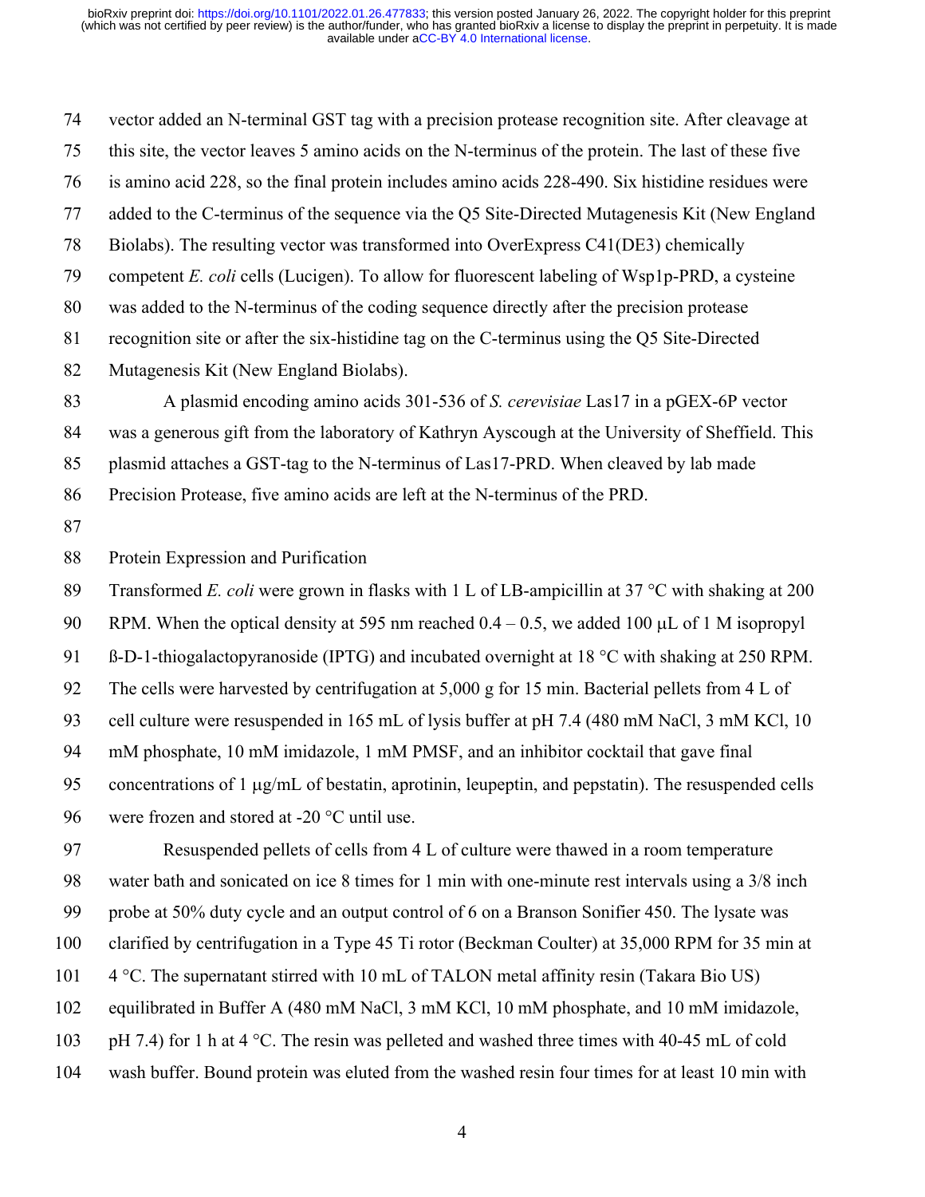vector added an N-terminal GST tag with a precision protease recognition site. After cleavage at this site, the vector leaves 5 amino acids on the N-terminus of the protein. The last of these five is amino acid 228, so the final protein includes amino acids 228-490. Six histidine residues were added to the C-terminus of the sequence via the Q5 Site-Directed Mutagenesis Kit (New England Biolabs). The resulting vector was transformed into OverExpress C41(DE3) chemically competent *E. coli* cells (Lucigen). To allow for fluorescent labeling of Wsp1p-PRD, a cysteine was added to the N-terminus of the coding sequence directly after the precision protease recognition site or after the six-histidine tag on the C-terminus using the Q5 Site-Directed Mutagenesis Kit (New England Biolabs).

A plasmid encoding amino acids 301-536 of *S. cerevisiae* Las17 in a pGEX-6P vector was a generous gift from the laboratory of Kathryn Ayscough at the University of Sheffield. This plasmid attaches a GST-tag to the N-terminus of Las17-PRD. When cleaved by lab made Precision Protease, five amino acids are left at the N-terminus of the PRD.

## Protein Expression and Purification

Transformed *E. coli* were grown in flasks with 1 L of LB-ampicillin at 37 °C with shaking at 200 RPM. When the optical density at 595 nm reached 0.4 – 0.5, we added 100 μL of 1 M isopropyl ß-D-1-thiogalactopyranoside (IPTG) and incubated overnight at 18 °C with shaking at 250 RPM. The cells were harvested by centrifugation at 5,000 g for 15 min. Bacterial pellets from 4 L of cell culture were resuspended in 165 mL of lysis buffer at pH 7.4 (480 mM NaCl, 3 mM KCl, 10 mM phosphate, 10 mM imidazole, 1 mM PMSF, and an inhibitor cocktail that gave final concentrations of 1 μg/mL of bestatin, aprotinin, leupeptin, and pepstatin). The resuspended cells were frozen and stored at -20 °C until use.

Resuspended pellets of cells from 4 L of culture were thawed in a room temperature water bath and sonicated on ice 8 times for 1 min with one-minute rest intervals using a 3/8 inch probe at 50% duty cycle and an output control of 6 on a Branson Sonifier 450. The lysate was clarified by centrifugation in a Type 45 Ti rotor (Beckman Coulter) at 35,000 RPM for 35 min at 4 °C. The supernatant stirred with 10 mL of TALON metal affinity resin (Takara Bio US) equilibrated in Buffer A (480 mM NaCl, 3 mM KCl, 10 mM phosphate, and 10 mM imidazole, pH 7.4) for 1 h at 4 °C. The resin was pelleted and washed three times with 40-45 mL of cold wash buffer. Bound protein was eluted from the washed resin four times for at least 10 min with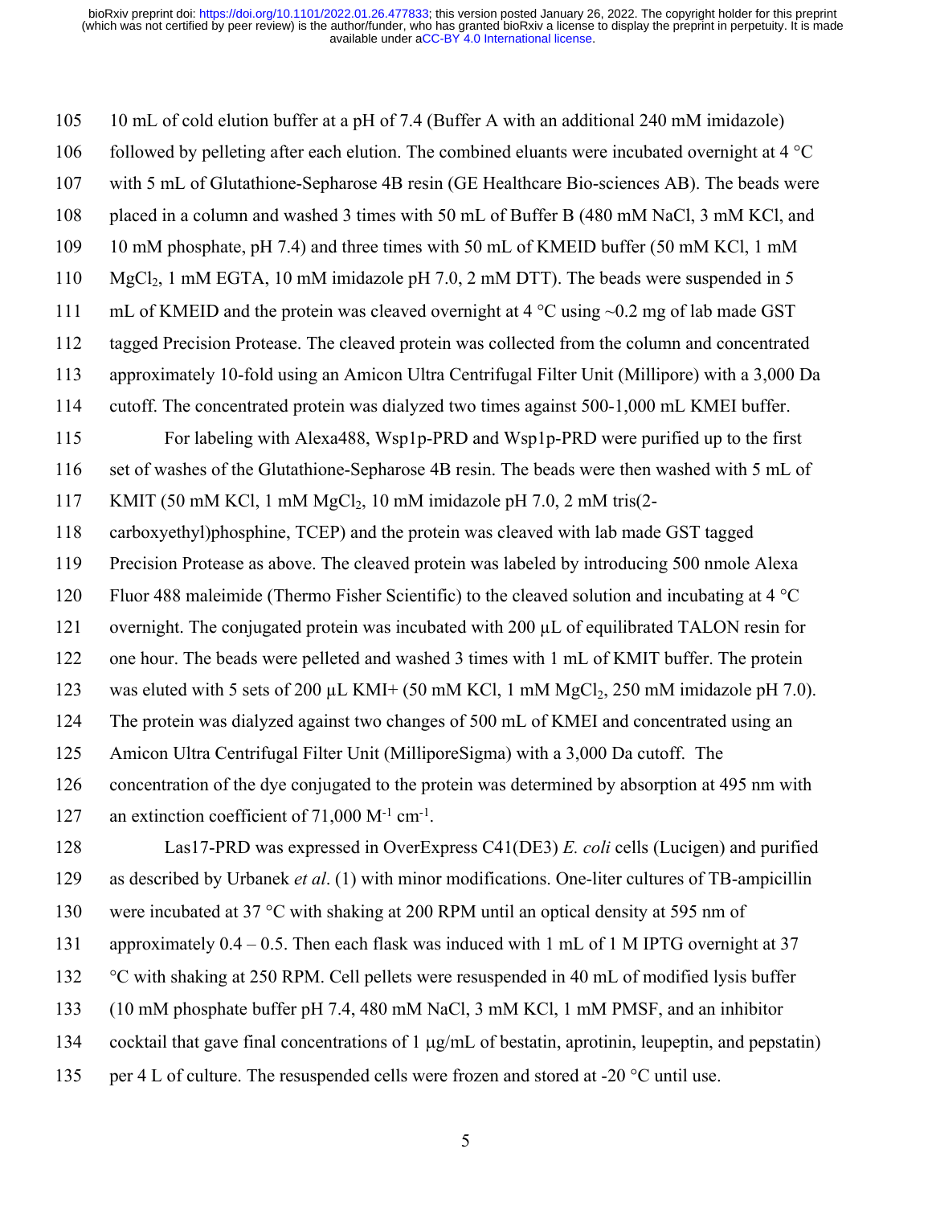10 mL of cold elution buffer at a pH of 7.4 (Buffer A with an additional 240 mM imidazole) followed by pelleting after each elution. The combined eluants were incubated overnight at 4 °C with 5 mL of Glutathione-Sepharose 4B resin (GE Healthcare Bio-sciences AB). The beads were placed in a column and washed 3 times with 50 mL of Buffer B (480 mM NaCl, 3 mM KCl, and 10 mM phosphate, pH 7.4) and three times with 50 mL of KMEID buffer (50 mM KCl, 1 mM $MgCl_2$, 1 mM EGTA, 10 mM imidazole pH 7.0, 2 mM DTT). The beads were suspended in 5 mL of KMEID and the protein was cleaved overnight at 4 °C using ~0.2 mg of lab made GST tagged Precision Protease. The cleaved protein was collected from the column and concentrated approximately 10-fold using an Amicon Ultra Centrifugal Filter Unit (Millipore) with a 3,000 Da cutoff. The concentrated protein was dialyzed two times against 500-1,000 mL KMEI buffer.

For labeling with Alexa488, Wsp1p-PRD and Wsp1p-PRD were purified up to the first set of washes of the Glutathione-Sepharose 4B resin. The beads were then washed with 5 mL of KMIT (50 mM KCl, 1 mM $MgCl_2$, 10 mM imidazole pH 7.0, 2 mM tris(2-carboxyethyl)phosphine, TCEP) and the protein was cleaved with lab made GST tagged Precision Protease as above. The cleaved protein was labeled by introducing 500 nmole Alexa Fluor 488 maleimide (Thermo Fisher Scientific) to the cleaved solution and incubating at 4 °C overnight. The conjugated protein was incubated with 200 µL of equilibrated TALON resin for one hour. The beads were pelleted and washed 3 times with 1 mL of KMIT buffer. The protein was eluted with 5 sets of 200 µL KMI+ (50 mM KCl, 1 mM $MgCl_2$, 250 mM imidazole pH 7.0). The protein was dialyzed against two changes of 500 mL of KMEI and concentrated using an Amicon Ultra Centrifugal Filter Unit (MilliporeSigma) with a 3,000 Da cutoff. The concentration of the dye conjugated to the protein was determined by absorption at 495 nm with an extinction coefficient of 71,000 $M^{-1}$ $cm^{-1}$.

Las17-PRD was expressed in OverExpress C41(DE3) *E. coli* cells (Lucigen) and purified as described by Urbanek *et al*. (1) with minor modifications. One-liter cultures of TB-ampicillin were incubated at 37 °C with shaking at 200 RPM until an optical density at 595 nm of approximately 0.4 – 0.5. Then each flask was induced with 1 mL of 1 M IPTG overnight at 37 °C with shaking at 250 RPM. Cell pellets were resuspended in 40 mL of modified lysis buffer (10 mM phosphate buffer pH 7.4, 480 mM NaCl, 3 mM KCl, 1 mM PMSF, and an inhibitor cocktail that gave final concentrations of 1 µg/mL of bestatin, aprotinin, leupeptin, and pepstatin) per 4 L of culture. The resuspended cells were frozen and stored at -20 °C until use.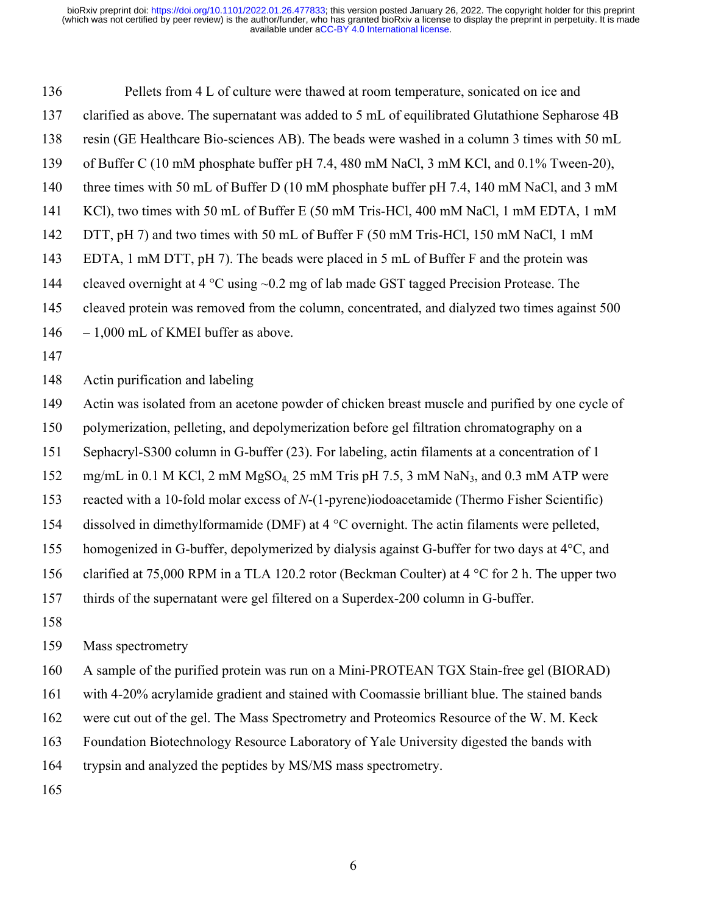Pellets from 4 L of culture were thawed at room temperature, sonicated on ice and clarified as above. The supernatant was added to 5 mL of equilibrated Glutathione Sepharose 4B resin (GE Healthcare Bio-sciences AB). The beads were washed in a column 3 times with 50 mL of Buffer C (10 mM phosphate buffer pH 7.4, 480 mM NaCl, 3 mM KCl, and 0.1% Tween-20), three times with 50 mL of Buffer D (10 mM phosphate buffer pH 7.4, 140 mM NaCl, and 3 mM KCl), two times with 50 mL of Buffer E (50 mM Tris-HCl, 400 mM NaCl, 1 mM EDTA, 1 mM DTT, pH 7) and two times with 50 mL of Buffer F (50 mM Tris-HCl, 150 mM NaCl, 1 mM EDTA, 1 mM DTT, pH 7). The beads were placed in 5 mL of Buffer F and the protein was cleaved overnight at 4 °C using ~0.2 mg of lab made GST tagged Precision Protease. The cleaved protein was removed from the column, concentrated, and dialyzed two times against 500 – 1,000 mL of KMEI buffer as above.

## Actin purification and labeling

Actin was isolated from an acetone powder of chicken breast muscle and purified by one cycle of polymerization, pelleting, and depolymerization before gel filtration chromatography on a Sephacryl-S300 column in G-buffer (23). For labeling, actin filaments at a concentration of 1 mg/mL in 0.1 M KCl, 2 mM $MgSO_4$, 25 mM Tris pH 7.5, 3 mM $NaN_3$, and 0.3 mM ATP were reacted with a 10-fold molar excess of *N*-(1-pyrene)iodoacetamide (Thermo Fisher Scientific) dissolved in dimethylformamide (DMF) at 4 °C overnight. The actin filaments were pelleted, homogenized in G-buffer, depolymerized by dialysis against G-buffer for two days at 4°C, and clarified at 75,000 RPM in a TLA 120.2 rotor (Beckman Coulter) at 4 °C for 2 h. The upper two thirds of the supernatant were gel filtered on a Superdex-200 column in G-buffer.

## Mass spectrometry

A sample of the purified protein was run on a Mini-PROTEAN TGX Stain-free gel (BIORAD) with 4-20% acrylamide gradient and stained with Coomassie brilliant blue. The stained bands were cut out of the gel. The Mass Spectrometry and Proteomics Resource of the W. M. Keck Foundation Biotechnology Resource Laboratory of Yale University digested the bands with trypsin and analyzed the peptides by MS/MS mass spectrometry.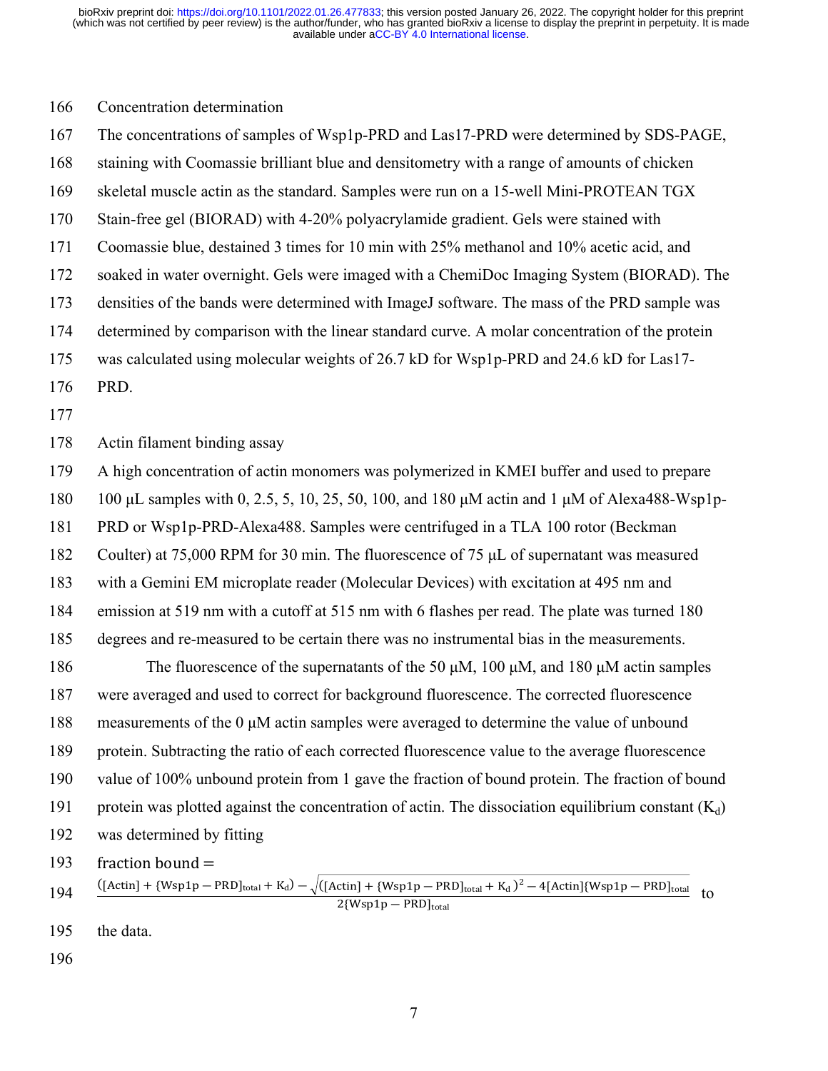Concentration determination

The concentrations of samples of Wsp1p-PRD and Las17-PRD were determined by SDS-PAGE, staining with Coomassie brilliant blue and densitometry with a range of amounts of chicken skeletal muscle actin as the standard. Samples were run on a 15-well Mini-PROTEAN TGX Stain-free gel (BIORAD) with 4-20% polyacrylamide gradient. Gels were stained with Coomassie blue, destained 3 times for 10 min with 25% methanol and 10% acetic acid, and soaked in water overnight. Gels were imaged with a ChemiDoc Imaging System (BIORAD). The densities of the bands were determined with ImageJ software. The mass of the PRD sample was determined by comparison with the linear standard curve. A molar concentration of the protein was calculated using molecular weights of 26.7 kD for Wsp1p-PRD and 24.6 kD for Las17-PRD.

Actin filament binding assay

A high concentration of actin monomers was polymerized in KMEI buffer and used to prepare 100 μL samples with 0, 2.5, 5, 10, 25, 50, 100, and 180 μM actin and 1 μM of Alexa488-Wsp1p-PRD or Wsp1p-PRD-Alexa488. Samples were centrifuged in a TLA 100 rotor (Beckman Coulter) at 75,000 RPM for 30 min. The fluorescence of 75 μL of supernatant was measured with a Gemini EM microplate reader (Molecular Devices) with excitation at 495 nm and emission at 519 nm with a cutoff at 515 nm with 6 flashes per read. The plate was turned 180 degrees and re-measured to be certain there was no instrumental bias in the measurements.

The fluorescence of the supernatants of the 50 μM, 100 μM, and 180 μM actin samples were averaged and used to correct for background fluorescence. The corrected fluorescence measurements of the 0 μM actin samples were averaged to determine the value of unbound protein. Subtracting the ratio of each corrected fluorescence value to the average fluorescence value of 100% unbound protein from 1 gave the fraction of bound protein. The fraction of bound protein was plotted against the concentration of actin. The dissociation equilibrium constant ($K_d$) was determined by fitting

$$\text{fraction bound} = \frac{([\text{Actin}] + \{\text{Wsp1p} - \text{PRD}]_{\text{total}} + \text{K}_\text{d}) - \sqrt{([\text{Actin}] + \{\text{Wsp1p} - \text{PRD}]_{\text{total}} + \text{K}_\text{d})^2 - 4[\text{Actin}]\{\text{Wsp1p} - \text{PRD}]_{\text{total}}}}{2\{\text{Wsp1p} - \text{PRD}]_{\text{total}}}$$

to the data.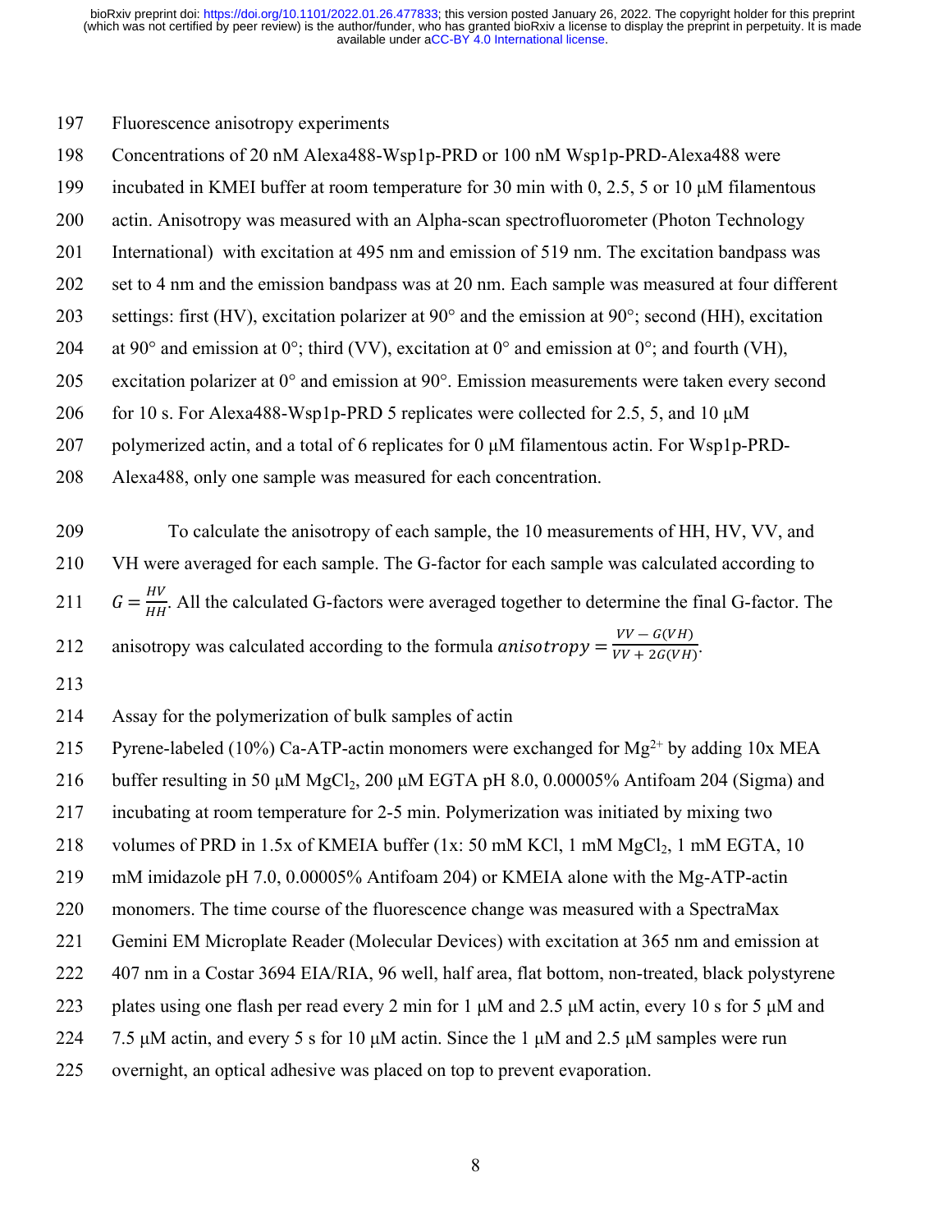## Fluorescence anisotropy experiments

Concentrations of 20 nM Alexa488-Wsp1p-PRD or 100 nM Wsp1p-PRD-Alexa488 were incubated in KMEI buffer at room temperature for 30 min with 0, 2.5, 5 or 10 μM filamentous actin. Anisotropy was measured with an Alpha-scan spectrofluorometer (Photon Technology International) with excitation at 495 nm and emission of 519 nm. The excitation bandpass was set to 4 nm and the emission bandpass was at 20 nm. Each sample was measured at four different settings: first (HV), excitation polarizer at 90° and the emission at 90°; second (HH), excitation at 90° and emission at 0°; third (VV), excitation at 0° and emission at 0°; and fourth (VH), excitation polarizer at 0° and emission at 90°. Emission measurements were taken every second for 10 s. For Alexa488-Wsp1p-PRD 5 replicates were collected for 2.5, 5, and 10 μM polymerized actin, and a total of 6 replicates for 0 μM filamentous actin. For Wsp1p-PRD-Alexa488, only one sample was measured for each concentration.

To calculate the anisotropy of each sample, the 10 measurements of HH, HV, VV, and VH were averaged for each sample. The G-factor for each sample was calculated according to $G = \frac{HV}{HH}$. All the calculated G-factors were averaged together to determine the final G-factor. The anisotropy was calculated according to the formula $anisotropy = \frac{VV - G(VH)}{VV + 2G(VH)}$.

## Assay for the polymerization of bulk samples of actin

Pyrene-labeled (10%) Ca-ATP-actin monomers were exchanged for $Mg^{2+}$ by adding 10x MEA buffer resulting in 50 μM $MgCl_2$, 200 μM EGTA pH 8.0, 0.00005% Antifoam 204 (Sigma) and incubating at room temperature for 2-5 min. Polymerization was initiated by mixing two volumes of PRD in 1.5x of KMEIA buffer (1x: 50 mM KCl, 1 mM $MgCl_2$, 1 mM EGTA, 10 mM imidazole pH 7.0, 0.00005% Antifoam 204) or KMEIA alone with the Mg-ATP-actin monomers. The time course of the fluorescence change was measured with a SpectraMax Gemini EM Microplate Reader (Molecular Devices) with excitation at 365 nm and emission at 407 nm in a Costar 3694 EIA/RIA, 96 well, half area, flat bottom, non-treated, black polystyrene plates using one flash per read every 2 min for 1 μM and 2.5 μM actin, every 10 s for 5 μM and 7.5 μM actin, and every 5 s for 10 μM actin. Since the 1 μM and 2.5 μM samples were run overnight, an optical adhesive was placed on top to prevent evaporation.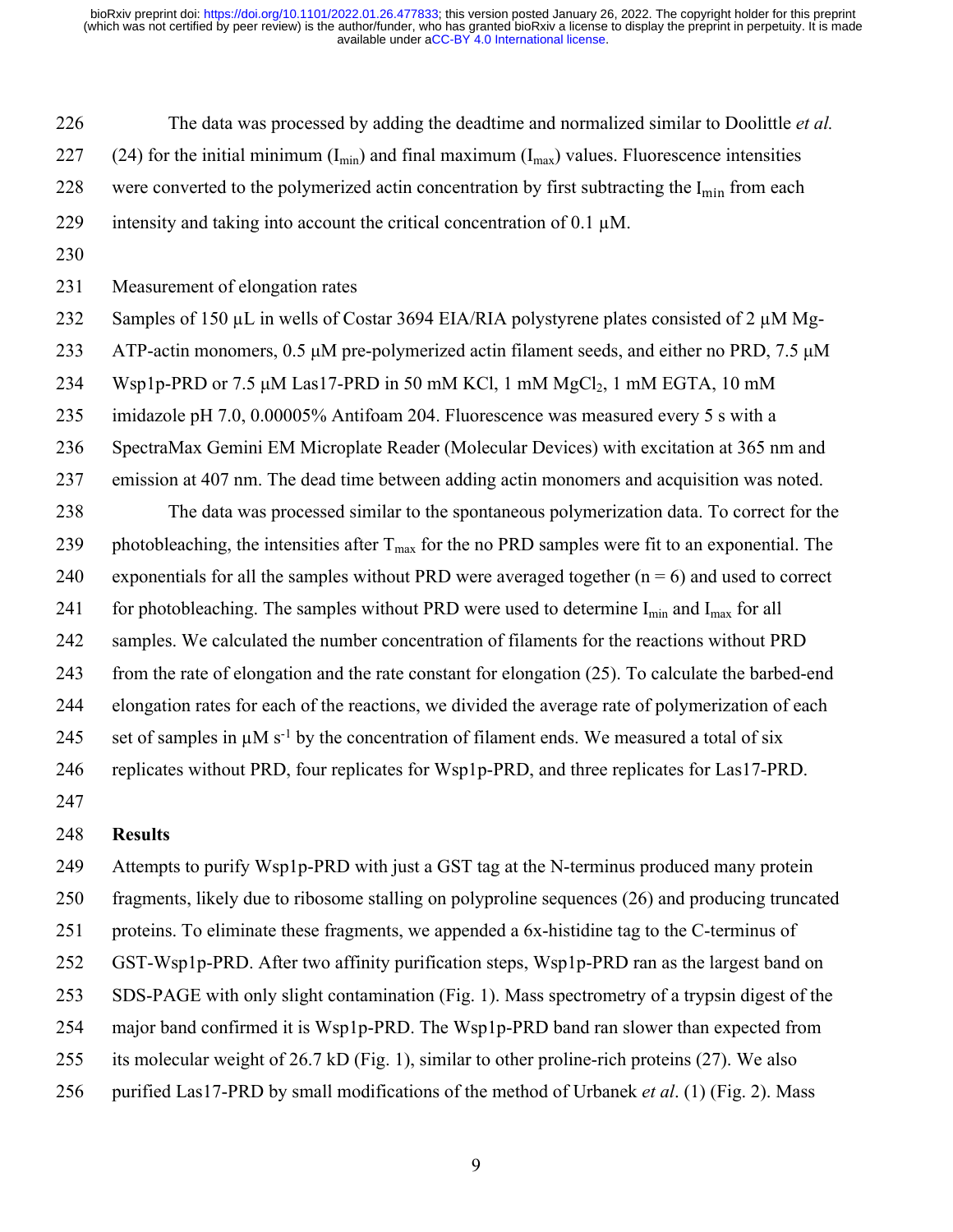The data was processed by adding the deadtime and normalized similar to Doolittle *et al.* (24) for the initial minimum ($I_{min}$) and final maximum ($I_{max}$) values. Fluorescence intensities were converted to the polymerized actin concentration by first subtracting the $I_{min}$ from each intensity and taking into account the critical concentration of 0.1 µM.

Measurement of elongation rates

Samples of 150 µL in wells of Costar 3694 EIA/RIA polystyrene plates consisted of 2 µM Mg-ATP-actin monomers, 0.5 µM pre-polymerized actin filament seeds, and either no PRD, 7.5 µM Wsp1p-PRD or 7.5 µM Las17-PRD in 50 mM KCl, 1 mM $MgCl_2$, 1 mM EGTA, 10 mM imidazole pH 7.0, 0.00005% Antifoam 204. Fluorescence was measured every 5 s with a SpectraMax Gemini EM Microplate Reader (Molecular Devices) with excitation at 365 nm and emission at 407 nm. The dead time between adding actin monomers and acquisition was noted.

The data was processed similar to the spontaneous polymerization data. To correct for the photobleaching, the intensities after $T_{max}$ for the no PRD samples were fit to an exponential. The exponentials for all the samples without PRD were averaged together (n = 6) and used to correct for photobleaching. The samples without PRD were used to determine $I_{min}$ and $I_{max}$ for all samples. We calculated the number concentration of filaments for the reactions without PRD from the rate of elongation and the rate constant for elongation (25). To calculate the barbed-end elongation rates for each of the reactions, we divided the average rate of polymerization of each set of samples in µM $s^{-1}$ by the concentration of filament ends. We measured a total of six replicates without PRD, four replicates for Wsp1p-PRD, and three replicates for Las17-PRD.

## Results

Attempts to purify Wsp1p-PRD with just a GST tag at the N-terminus produced many protein fragments, likely due to ribosome stalling on polyproline sequences (26) and producing truncated proteins. To eliminate these fragments, we appended a 6x-histidine tag to the C-terminus of GST-Wsp1p-PRD. After two affinity purification steps, Wsp1p-PRD ran as the largest band on SDS-PAGE with only slight contamination (Fig. 1). Mass spectrometry of a trypsin digest of the major band confirmed it is Wsp1p-PRD. The Wsp1p-PRD band ran slower than expected from its molecular weight of 26.7 kD (Fig. 1), similar to other proline-rich proteins (27). We also purified Las17-PRD by small modifications of the method of Urbanek *et al*. (1) (Fig. 2). Mass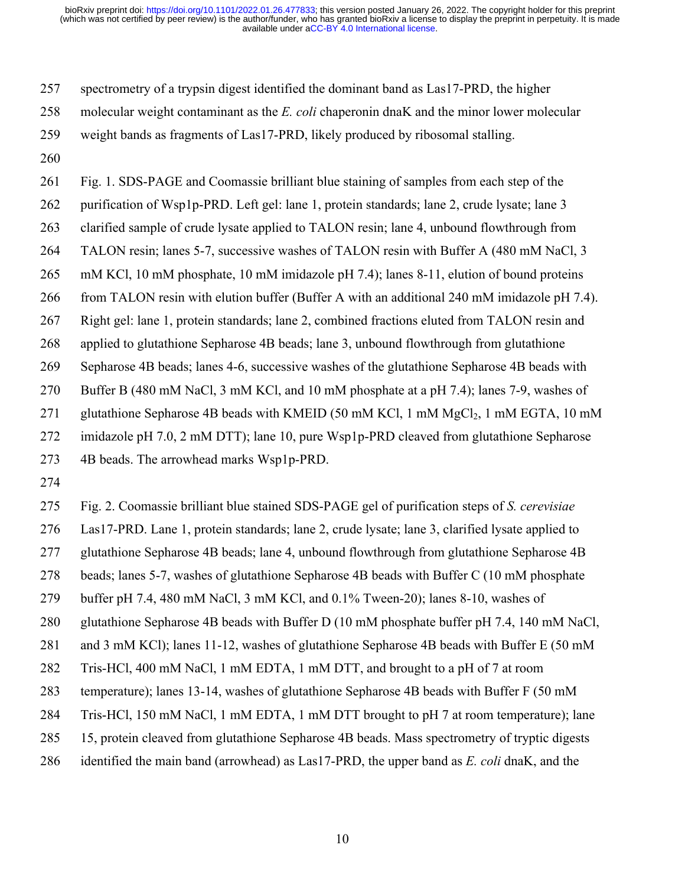spectrometry of a trypsin digest identified the dominant band as Las17-PRD, the higher molecular weight contaminant as the *E. coli* chaperonin dnaK and the minor lower molecular weight bands as fragments of Las17-PRD, likely produced by ribosomal stalling.

Fig. 1. SDS-PAGE and Coomassie brilliant blue staining of samples from each step of the purification of Wsp1p-PRD. Left gel: lane 1, protein standards; lane 2, crude lysate; lane 3 clarified sample of crude lysate applied to TALON resin; lane 4, unbound flowthrough from TALON resin; lanes 5-7, successive washes of TALON resin with Buffer A (480 mM NaCl, 3 mM KCl, 10 mM phosphate, 10 mM imidazole pH 7.4); lanes 8-11, elution of bound proteins from TALON resin with elution buffer (Buffer A with an additional 240 mM imidazole pH 7.4). Right gel: lane 1, protein standards; lane 2, combined fractions eluted from TALON resin and applied to glutathione Sepharose 4B beads; lane 3, unbound flowthrough from glutathione Sepharose 4B beads; lanes 4-6, successive washes of the glutathione Sepharose 4B beads with Buffer B (480 mM NaCl, 3 mM KCl, and 10 mM phosphate at a pH 7.4); lanes 7-9, washes of glutathione Sepharose 4B beads with KMEID (50 mM KCl, 1 mM $MgCl_2$, 1 mM EGTA, 10 mM imidazole pH 7.0, 2 mM DTT); lane 10, pure Wsp1p-PRD cleaved from glutathione Sepharose 4B beads. The arrowhead marks Wsp1p-PRD.

Fig. 2. Coomassie brilliant blue stained SDS-PAGE gel of purification steps of *S. cerevisiae* Las17-PRD. Lane 1, protein standards; lane 2, crude lysate; lane 3, clarified lysate applied to glutathione Sepharose 4B beads; lane 4, unbound flowthrough from glutathione Sepharose 4B beads; lanes 5-7, washes of glutathione Sepharose 4B beads with Buffer C (10 mM phosphate buffer pH 7.4, 480 mM NaCl, 3 mM KCl, and 0.1% Tween-20); lanes 8-10, washes of glutathione Sepharose 4B beads with Buffer D (10 mM phosphate buffer pH 7.4, 140 mM NaCl, and 3 mM KCl); lanes 11-12, washes of glutathione Sepharose 4B beads with Buffer E (50 mM Tris-HCl, 400 mM NaCl, 1 mM EDTA, 1 mM DTT, and brought to a pH of 7 at room temperature); lanes 13-14, washes of glutathione Sepharose 4B beads with Buffer F (50 mM Tris-HCl, 150 mM NaCl, 1 mM EDTA, 1 mM DTT brought to pH 7 at room temperature); lane 15, protein cleaved from glutathione Sepharose 4B beads. Mass spectrometry of tryptic digests identified the main band (arrowhead) as Las17-PRD, the upper band as *E. coli* dnaK, and the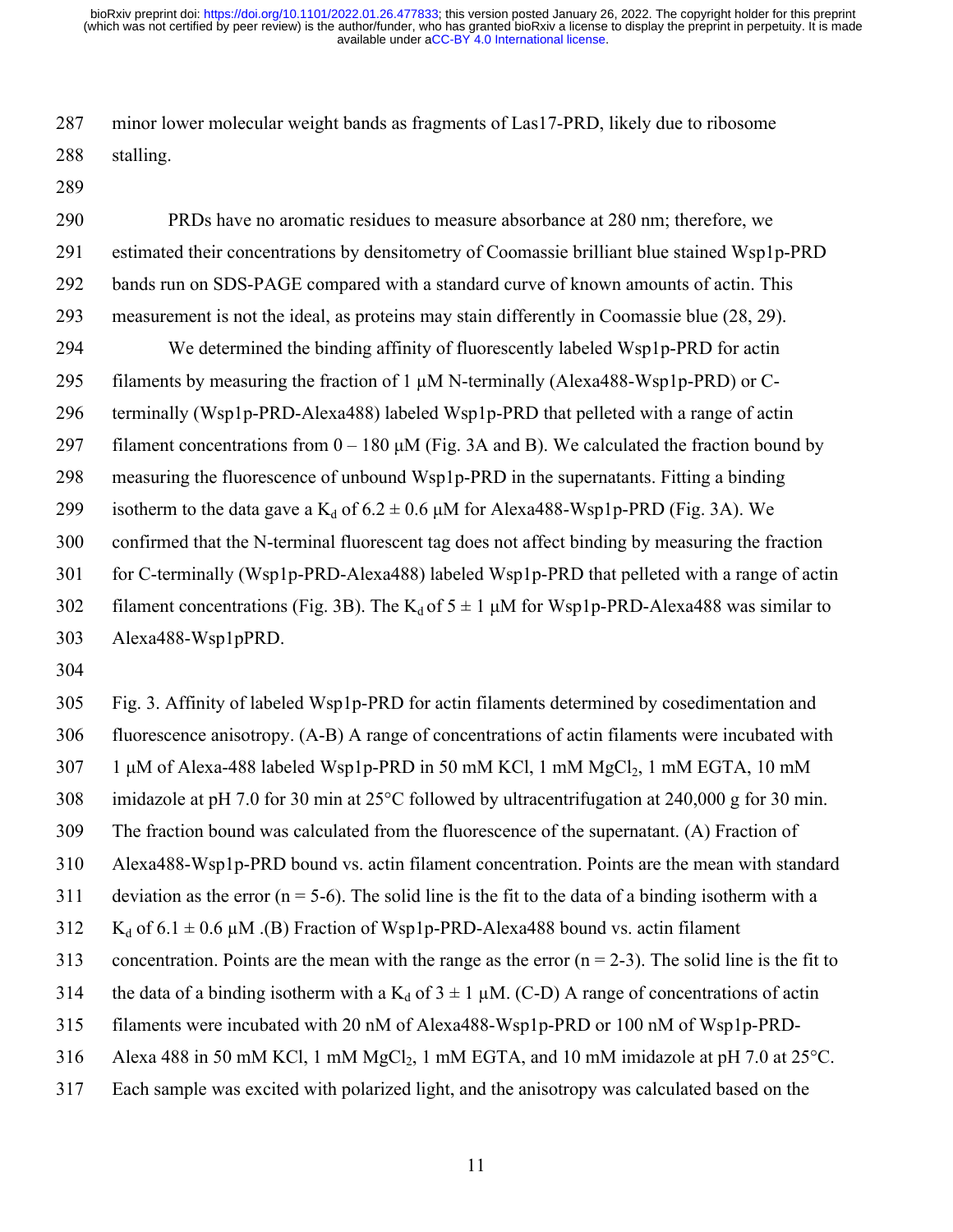minor lower molecular weight bands as fragments of Las17-PRD, likely due to ribosome stalling.

PRDs have no aromatic residues to measure absorbance at 280 nm; therefore, we estimated their concentrations by densitometry of Coomassie brilliant blue stained Wsp1p-PRD bands run on SDS-PAGE compared with a standard curve of known amounts of actin. This measurement is not the ideal, as proteins may stain differently in Coomassie blue (28, 29).

We determined the binding affinity of fluorescently labeled Wsp1p-PRD for actin filaments by measuring the fraction of 1 μM N-terminally (Alexa488-Wsp1p-PRD) or C-terminally (Wsp1p-PRD-Alexa488) labeled Wsp1p-PRD that pelleted with a range of actin filament concentrations from 0 – 180 μM (Fig. 3A and B). We calculated the fraction bound by measuring the fluorescence of unbound Wsp1p-PRD in the supernatants. Fitting a binding isotherm to the data gave a $K_d$ of 6.2 ± 0.6 μM for Alexa488-Wsp1p-PRD (Fig. 3A). We confirmed that the N-terminal fluorescent tag does not affect binding by measuring the fraction for C-terminally (Wsp1p-PRD-Alexa488) labeled Wsp1p-PRD that pelleted with a range of actin filament concentrations (Fig. 3B). The $K_d$ of 5 ± 1 μM for Wsp1p-PRD-Alexa488 was similar to Alexa488-Wsp1pPRD.

Fig. 3. Affinity of labeled Wsp1p-PRD for actin filaments determined by cosedimentation and fluorescence anisotropy. (A-B) A range of concentrations of actin filaments were incubated with 1 μM of Alexa-488 labeled Wsp1p-PRD in 50 mM KCl, 1 mM $MgCl_2$, 1 mM EGTA, 10 mM imidazole at pH 7.0 for 30 min at 25°C followed by ultracentrifugation at 240,000 g for 30 min. The fraction bound was calculated from the fluorescence of the supernatant. (A) Fraction of Alexa488-Wsp1p-PRD bound vs. actin filament concentration. Points are the mean with standard deviation as the error (n = 5-6). The solid line is the fit to the data of a binding isotherm with a $K_d$ of 6.1 ± 0.6 μM .(B) Fraction of Wsp1p-PRD-Alexa488 bound vs. actin filament concentration. Points are the mean with the range as the error (n = 2-3). The solid line is the fit to the data of a binding isotherm with a $K_d$ of 3 ± 1 μM. (C-D) A range of concentrations of actin filaments were incubated with 20 nM of Alexa488-Wsp1p-PRD or 100 nM of Wsp1p-PRD-Alexa 488 in 50 mM KCl, 1 mM $MgCl_2$, 1 mM EGTA, and 10 mM imidazole at pH 7.0 at 25°C. Each sample was excited with polarized light, and the anisotropy was calculated based on the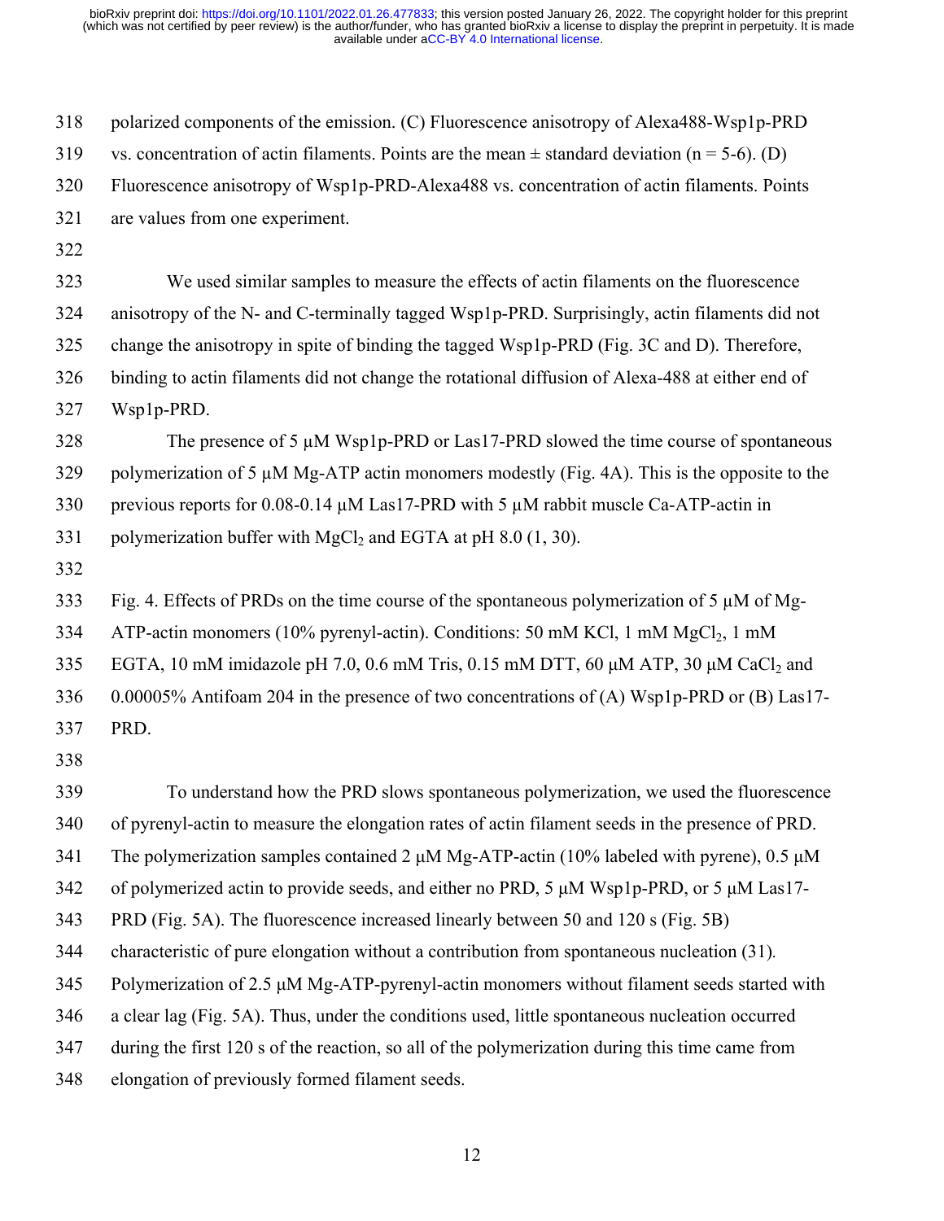polarized components of the emission. (C) Fluorescence anisotropy of Alexa488-Wsp1p-PRD vs. concentration of actin filaments. Points are the mean ± standard deviation (n = 5-6). (D) Fluorescence anisotropy of Wsp1p-PRD-Alexa488 vs. concentration of actin filaments. Points are values from one experiment.

We used similar samples to measure the effects of actin filaments on the fluorescence anisotropy of the N- and C-terminally tagged Wsp1p-PRD. Surprisingly, actin filaments did not change the anisotropy in spite of binding the tagged Wsp1p-PRD (Fig. 3C and D). Therefore, binding to actin filaments did not change the rotational diffusion of Alexa-488 at either end of Wsp1p-PRD.

The presence of 5 µM Wsp1p-PRD or Las17-PRD slowed the time course of spontaneous polymerization of 5 µM Mg-ATP actin monomers modestly (Fig. 4A). This is the opposite to the previous reports for 0.08-0.14 µM Las17-PRD with 5 µM rabbit muscle Ca-ATP-actin in polymerization buffer with $MgCl_2$ and EGTA at pH 8.0 (1, 30).

Fig. 4. Effects of PRDs on the time course of the spontaneous polymerization of 5 µM of Mg-ATP-actin monomers (10% pyrenyl-actin). Conditions: 50 mM KCl, 1 mM $MgCl_2$, 1 mM EGTA, 10 mM imidazole pH 7.0, 0.6 mM Tris, 0.15 mM DTT, 60 µM ATP, 30 µM $CaCl_2$ and 0.00005% Antifoam 204 in the presence of two concentrations of (A) Wsp1p-PRD or (B) Las17-PRD.

To understand how the PRD slows spontaneous polymerization, we used the fluorescence of pyrenyl-actin to measure the elongation rates of actin filament seeds in the presence of PRD. The polymerization samples contained 2 µM Mg-ATP-actin (10% labeled with pyrene), 0.5 µM of polymerized actin to provide seeds, and either no PRD, 5 µM Wsp1p-PRD, or 5 µM Las17-PRD (Fig. 5A). The fluorescence increased linearly between 50 and 120 s (Fig. 5B) characteristic of pure elongation without a contribution from spontaneous nucleation (31). Polymerization of 2.5 µM Mg-ATP-pyrenyl-actin monomers without filament seeds started with a clear lag (Fig. 5A). Thus, under the conditions used, little spontaneous nucleation occurred during the first 120 s of the reaction, so all of the polymerization during this time came from elongation of previously formed filament seeds.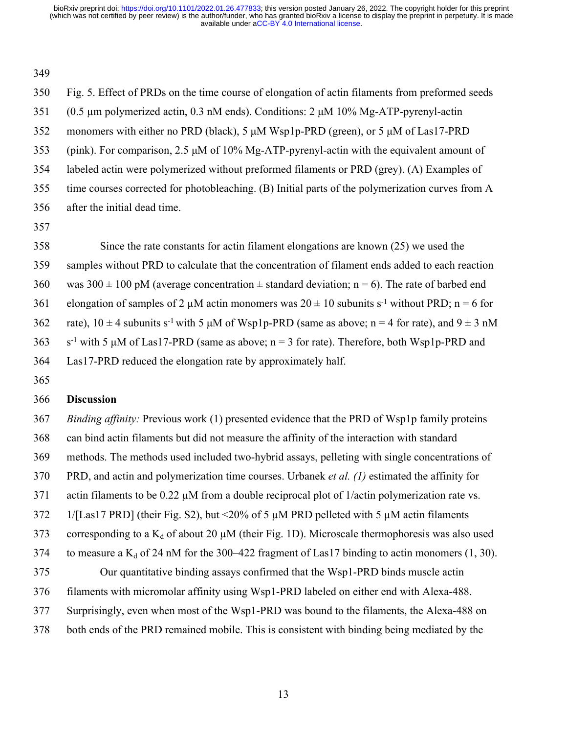Fig. 5. Effect of PRDs on the time course of elongation of actin filaments from preformed seeds (0.5 µm polymerized actin, 0.3 nM ends). Conditions: 2 µM 10% Mg-ATP-pyrenyl-actin monomers with either no PRD (black), 5 µM Wsp1p-PRD (green), or 5 µM of Las17-PRD (pink). For comparison, 2.5 µM of 10% Mg-ATP-pyrenyl-actin with the equivalent amount of labeled actin were polymerized without preformed filaments or PRD (grey). (A) Examples of time courses corrected for photobleaching. (B) Initial parts of the polymerization curves from A after the initial dead time.

Since the rate constants for actin filament elongations are known (25) we used the samples without PRD to calculate that the concentration of filament ends added to each reaction was 300 ± 100 pM (average concentration ± standard deviation; n = 6). The rate of barbed end elongation of samples of 2 µM actin monomers was 20 ± 10 subunits $s^{-1}$ without PRD; n = 6 for rate), 10 ± 4 subunits $s^{-1}$ with 5 µM of Wsp1p-PRD (same as above; n = 4 for rate), and 9 ± 3 nM $s^{-1}$ with 5 µM of Las17-PRD (same as above; n = 3 for rate). Therefore, both Wsp1p-PRD and Las17-PRD reduced the elongation rate by approximately half.

## Discussion

*Binding affinity:* Previous work (1) presented evidence that the PRD of Wsp1p family proteins can bind actin filaments but did not measure the affinity of the interaction with standard methods. The methods used included two-hybrid assays, pelleting with single concentrations of PRD, and actin and polymerization time courses. Urbanek *et al. (1)* estimated the affinity for actin filaments to be 0.22 µM from a double reciprocal plot of 1/actin polymerization rate vs. 1/[Las17 PRD] (their Fig. S2), but <20% of 5 µM PRD pelleted with 5 µM actin filaments corresponding to a $K_d$ of about 20 µM (their Fig. 1D). Microscale thermophoresis was also used to measure a $K_d$ of 24 nM for the 300–422 fragment of Las17 binding to actin monomers (1, 30).

Our quantitative binding assays confirmed that the Wsp1-PRD binds muscle actin filaments with micromolar affinity using Wsp1-PRD labeled on either end with Alexa-488. Surprisingly, even when most of the Wsp1-PRD was bound to the filaments, the Alexa-488 on both ends of the PRD remained mobile. This is consistent with binding being mediated by the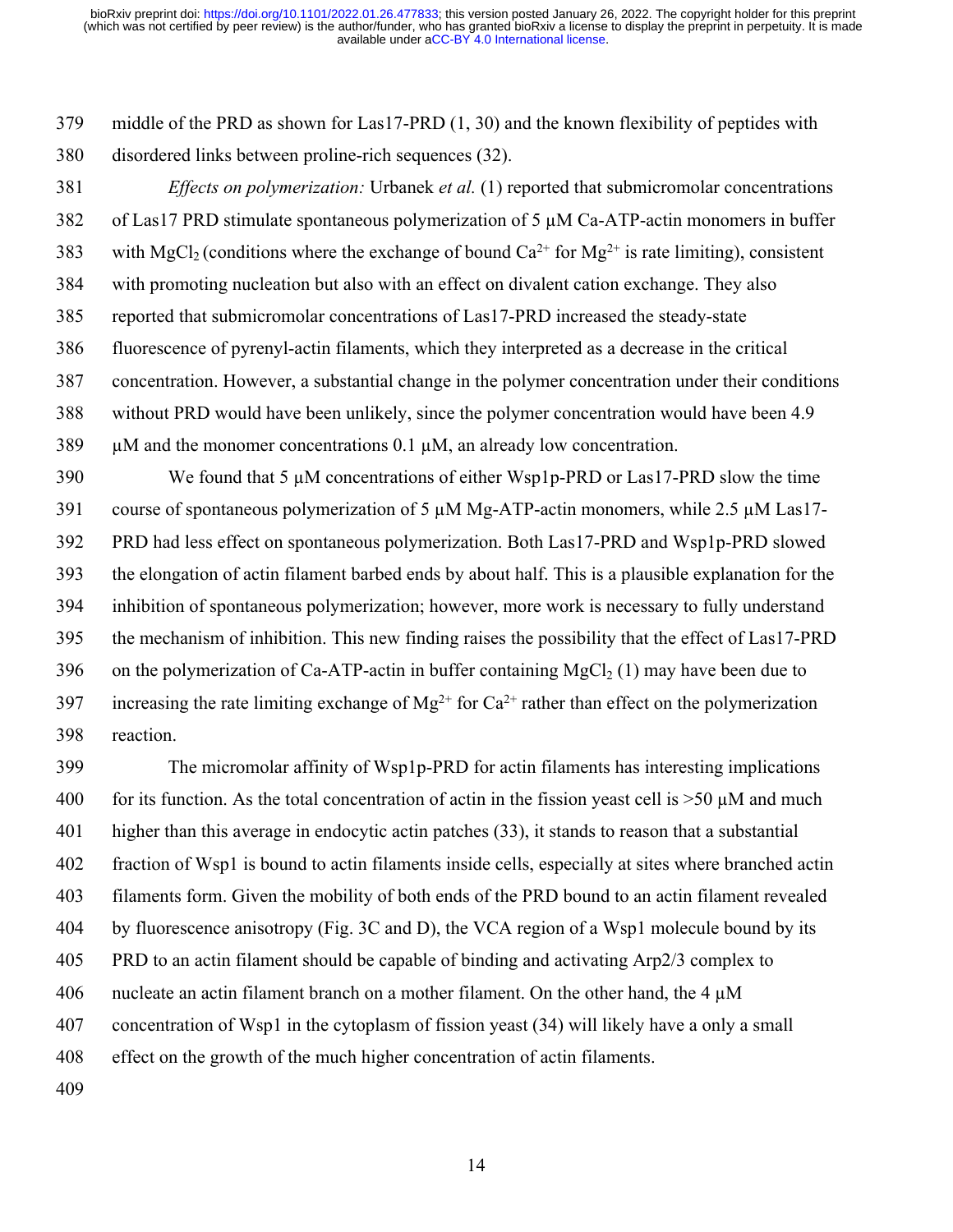middle of the PRD as shown for Las17-PRD (1, 30) and the known flexibility of peptides with disordered links between proline-rich sequences (32).

*Effects on polymerization:* Urbanek *et al.* (1) reported that submicromolar concentrations of Las17 PRD stimulate spontaneous polymerization of 5 µM Ca-ATP-actin monomers in buffer with $MgCl_2$ (conditions where the exchange of bound $Ca^{2+}$ for $Mg^{2+}$ is rate limiting), consistent with promoting nucleation but also with an effect on divalent cation exchange. They also reported that submicromolar concentrations of Las17-PRD increased the steady-state fluorescence of pyrenyl-actin filaments, which they interpreted as a decrease in the critical concentration. However, a substantial change in the polymer concentration under their conditions without PRD would have been unlikely, since the polymer concentration would have been 4.9 µM and the monomer concentrations 0.1 µM, an already low concentration.

We found that 5 µM concentrations of either Wsp1p-PRD or Las17-PRD slow the time course of spontaneous polymerization of 5 µM Mg-ATP-actin monomers, while 2.5 µM Las17-PRD had less effect on spontaneous polymerization. Both Las17-PRD and Wsp1p-PRD slowed the elongation of actin filament barbed ends by about half. This is a plausible explanation for the inhibition of spontaneous polymerization; however, more work is necessary to fully understand the mechanism of inhibition. This new finding raises the possibility that the effect of Las17-PRD on the polymerization of Ca-ATP-actin in buffer containing $MgCl_2$ (1) may have been due to increasing the rate limiting exchange of $Mg^{2+}$ for $Ca^{2+}$ rather than effect on the polymerization reaction.

The micromolar affinity of Wsp1p-PRD for actin filaments has interesting implications for its function. As the total concentration of actin in the fission yeast cell is >50 µM and much higher than this average in endocytic actin patches (33), it stands to reason that a substantial fraction of Wsp1 is bound to actin filaments inside cells, especially at sites where branched actin filaments form. Given the mobility of both ends of the PRD bound to an actin filament revealed by fluorescence anisotropy (Fig. 3C and D), the VCA region of a Wsp1 molecule bound by its PRD to an actin filament should be capable of binding and activating Arp2/3 complex to nucleate an actin filament branch on a mother filament. On the other hand, the 4 µM concentration of Wsp1 in the cytoplasm of fission yeast (34) will likely have a only a small effect on the growth of the much higher concentration of actin filaments.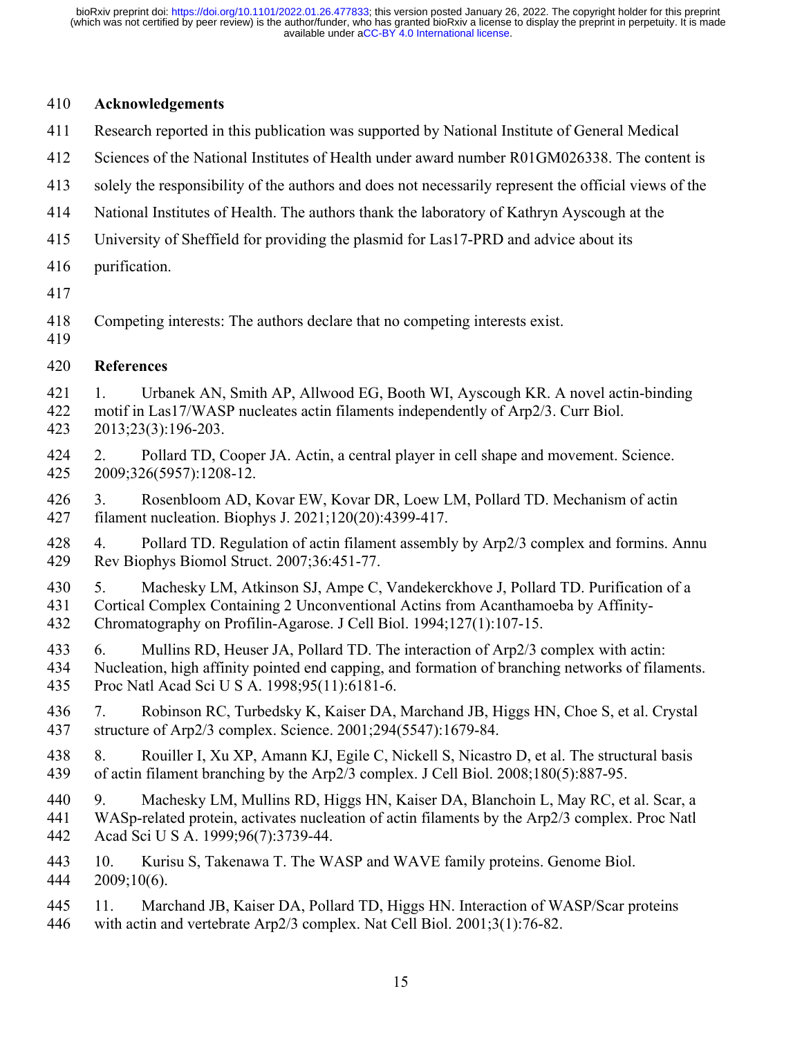## Acknowledgements

Research reported in this publication was supported by National Institute of General Medical Sciences of the National Institutes of Health under award number R01GM026338. The content is solely the responsibility of the authors and does not necessarily represent the official views of the National Institutes of Health. The authors thank the laboratory of Kathryn Ayscough at the University of Sheffield for providing the plasmid for Las17-PRD and advice about its purification.

Competing interests: The authors declare that no competing interests exist.

## References

1. Urbanek AN, Smith AP, Allwood EG, Booth WI, Ayscough KR. A novel actin-binding motif in Las17/WASP nucleates actin filaments independently of Arp2/3. Curr Biol. 2013;23(3):196-203.

2. Pollard TD, Cooper JA. Actin, a central player in cell shape and movement. Science. 2009;326(5957):1208-12.

3. Rosenbloom AD, Kovar EW, Kovar DR, Loew LM, Pollard TD. Mechanism of actin filament nucleation. Biophys J. 2021;120(20):4399-417.

4. Pollard TD. Regulation of actin filament assembly by Arp2/3 complex and formins. Annu Rev Biophys Biomol Struct. 2007;36:451-77.

5. Machesky LM, Atkinson SJ, Ampe C, Vandekerckhove J, Pollard TD. Purification of a Cortical Complex Containing 2 Unconventional Actins from Acanthamoeba by Affinity-Chromatography on Profilin-Agarose. J Cell Biol. 1994;127(1):107-15.

6. Mullins RD, Heuser JA, Pollard TD. The interaction of Arp2/3 complex with actin: Nucleation, high affinity pointed end capping, and formation of branching networks of filaments. Proc Natl Acad Sci U S A. 1998;95(11):6181-6.

7. Robinson RC, Turbedsky K, Kaiser DA, Marchand JB, Higgs HN, Choe S, et al. Crystal structure of Arp2/3 complex. Science. 2001;294(5547):1679-84.

8. Rouiller I, Xu XP, Amann KJ, Egile C, Nickell S, Nicastro D, et al. The structural basis of actin filament branching by the Arp2/3 complex. J Cell Biol. 2008;180(5):887-95.

9. Machesky LM, Mullins RD, Higgs HN, Kaiser DA, Blanchoin L, May RC, et al. Scar, a WASp-related protein, activates nucleation of actin filaments by the Arp2/3 complex. Proc Natl Acad Sci U S A. 1999;96(7):3739-44.

10. Kurisu S, Takenawa T. The WASP and WAVE family proteins. Genome Biol. 2009;10(6).

11. Marchand JB, Kaiser DA, Pollard TD, Higgs HN. Interaction of WASP/Scar proteins with actin and vertebrate Arp2/3 complex. Nat Cell Biol. 2001;3(1):76-82.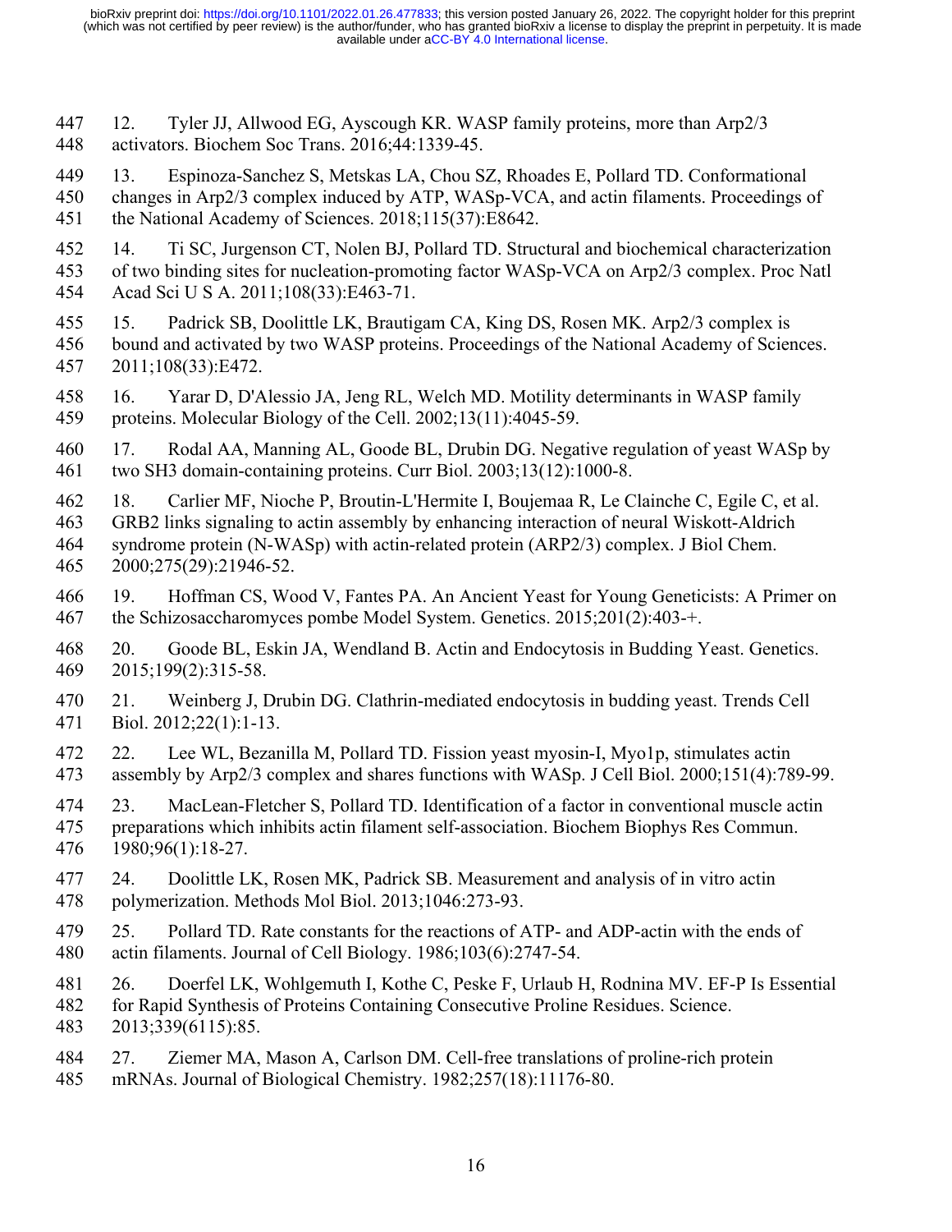12. Tyler JJ, Allwood EG, Ayscough KR. WASP family proteins, more than Arp2/3 activators. Biochem Soc Trans. 2016;44:1339-45.

13. Espinoza-Sanchez S, Metskas LA, Chou SZ, Rhoades E, Pollard TD. Conformational changes in Arp2/3 complex induced by ATP, WASp-VCA, and actin filaments. Proceedings of the National Academy of Sciences. 2018;115(37):E8642.

14. Ti SC, Jurgenson CT, Nolen BJ, Pollard TD. Structural and biochemical characterization of two binding sites for nucleation-promoting factor WASp-VCA on Arp2/3 complex. Proc Natl Acad Sci U S A. 2011;108(33):E463-71.

15. Padrick SB, Doolittle LK, Brautigam CA, King DS, Rosen MK. Arp2/3 complex is bound and activated by two WASP proteins. Proceedings of the National Academy of Sciences. 2011;108(33):E472.

16. Yarar D, D'Alessio JA, Jeng RL, Welch MD. Motility determinants in WASP family proteins. Molecular Biology of the Cell. 2002;13(11):4045-59.

17. Rodal AA, Manning AL, Goode BL, Drubin DG. Negative regulation of yeast WASp by two SH3 domain-containing proteins. Curr Biol. 2003;13(12):1000-8.

18. Carlier MF, Nioche P, Broutin-L'Hermite I, Boujemaa R, Le Clainche C, Egile C, et al. GRB2 links signaling to actin assembly by enhancing interaction of neural Wiskott-Aldrich syndrome protein (N-WASp) with actin-related protein (ARP2/3) complex. J Biol Chem. 2000;275(29):21946-52.

19. Hoffman CS, Wood V, Fantes PA. An Ancient Yeast for Young Geneticists: A Primer on the Schizosaccharomyces pombe Model System. Genetics. 2015;201(2):403-+.

20. Goode BL, Eskin JA, Wendland B. Actin and Endocytosis in Budding Yeast. Genetics. 2015;199(2):315-58.

21. Weinberg J, Drubin DG. Clathrin-mediated endocytosis in budding yeast. Trends Cell Biol. 2012;22(1):1-13.

22. Lee WL, Bezanilla M, Pollard TD. Fission yeast myosin-I, Myo1p, stimulates actin assembly by Arp2/3 complex and shares functions with WASp. J Cell Biol. 2000;151(4):789-99.

23. MacLean-Fletcher S, Pollard TD. Identification of a factor in conventional muscle actin preparations which inhibits actin filament self-association. Biochem Biophys Res Commun. 1980;96(1):18-27.

24. Doolittle LK, Rosen MK, Padrick SB. Measurement and analysis of in vitro actin polymerization. Methods Mol Biol. 2013;1046:273-93.

25. Pollard TD. Rate constants for the reactions of ATP- and ADP-actin with the ends of actin filaments. Journal of Cell Biology. 1986;103(6):2747-54.

26. Doerfel LK, Wohlgemuth I, Kothe C, Peske F, Urlaub H, Rodnina MV. EF-P Is Essential for Rapid Synthesis of Proteins Containing Consecutive Proline Residues. Science. 2013;339(6115):85.

27. Ziemer MA, Mason A, Carlson DM. Cell-free translations of proline-rich protein mRNAs. Journal of Biological Chemistry. 1982;257(18):11176-80.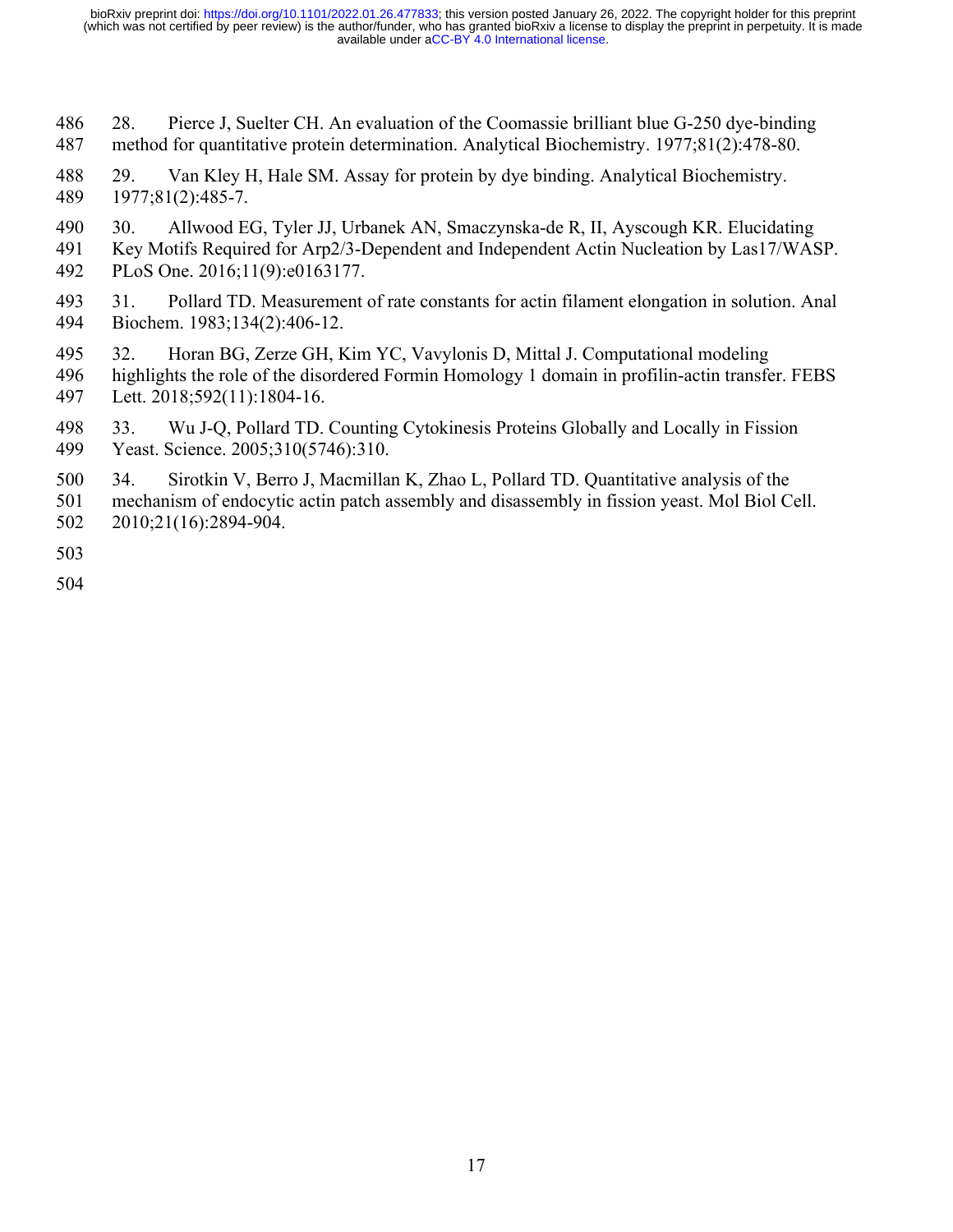28. Pierce J, Suelter CH. An evaluation of the Coomassie brilliant blue G-250 dye-binding method for quantitative protein determination. Analytical Biochemistry. 1977;81(2):478-80.

29. Van Kley H, Hale SM. Assay for protein by dye binding. Analytical Biochemistry. 1977;81(2):485-7.

30. Allwood EG, Tyler JJ, Urbanek AN, Smaczynska-de R, II, Ayscough KR. Elucidating Key Motifs Required for Arp2/3-Dependent and Independent Actin Nucleation by Las17/WASP. PLoS One. 2016;11(9):e0163177.

31. Pollard TD. Measurement of rate constants for actin filament elongation in solution. Anal Biochem. 1983;134(2):406-12.

32. Horan BG, Zerze GH, Kim YC, Vavylonis D, Mittal J. Computational modeling highlights the role of the disordered Formin Homology 1 domain in profilin-actin transfer. FEBS Lett. 2018;592(11):1804-16.

33. Wu J-Q, Pollard TD. Counting Cytokinesis Proteins Globally and Locally in Fission Yeast. Science. 2005;310(5746):310.

34. Sirotkin V, Berro J, Macmillan K, Zhao L, Pollard TD. Quantitative analysis of the mechanism of endocytic actin patch assembly and disassembly in fission yeast. Mol Biol Cell. 2010;21(16):2894-904.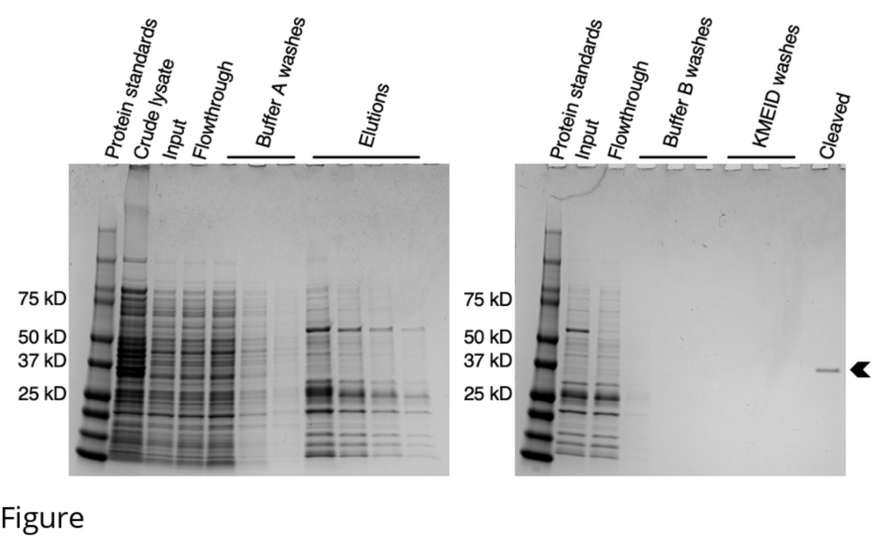Figure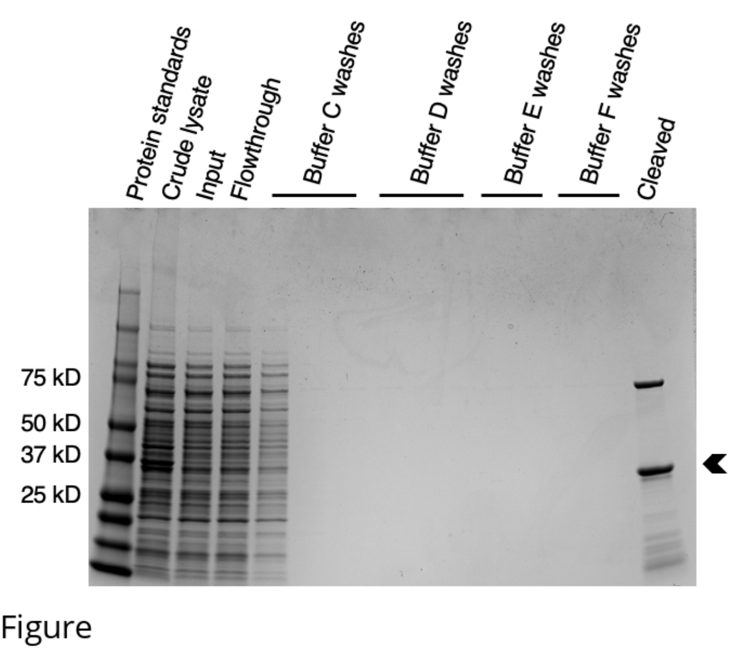Figure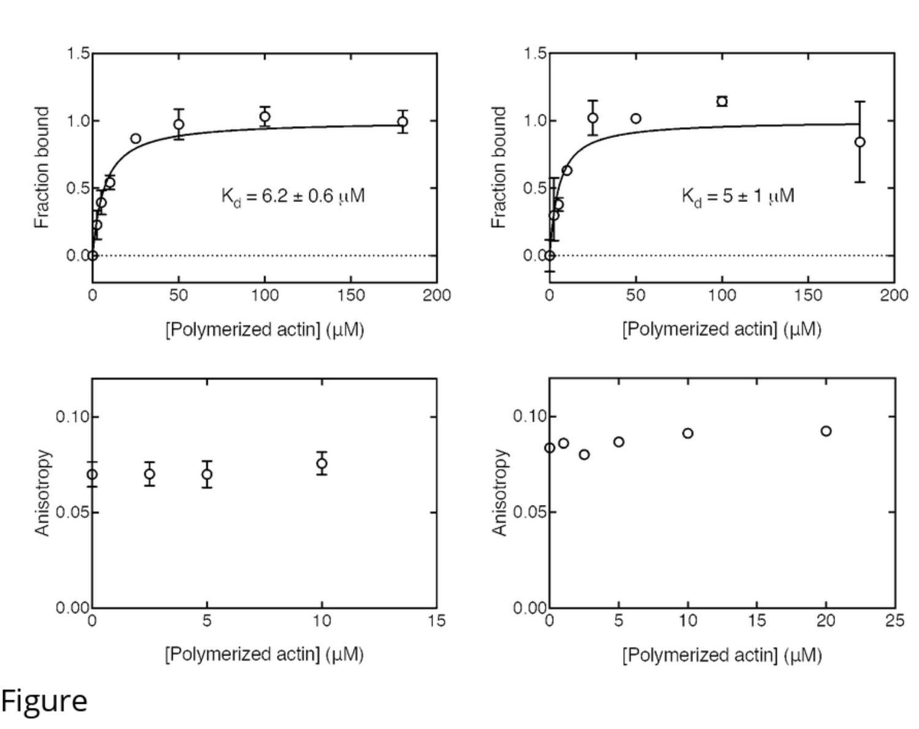Figure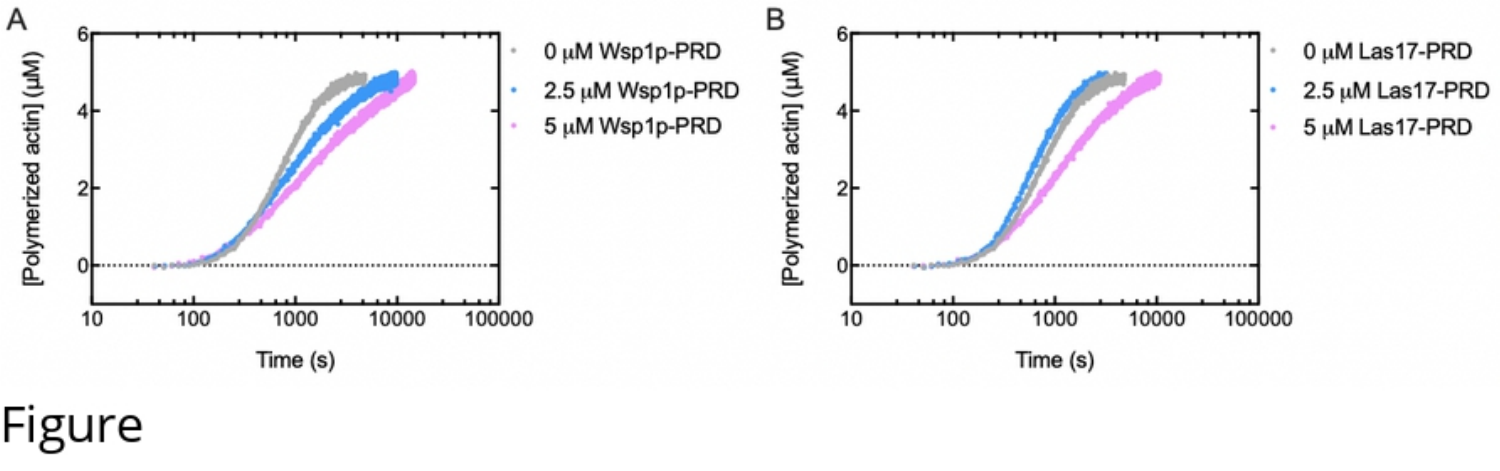Figure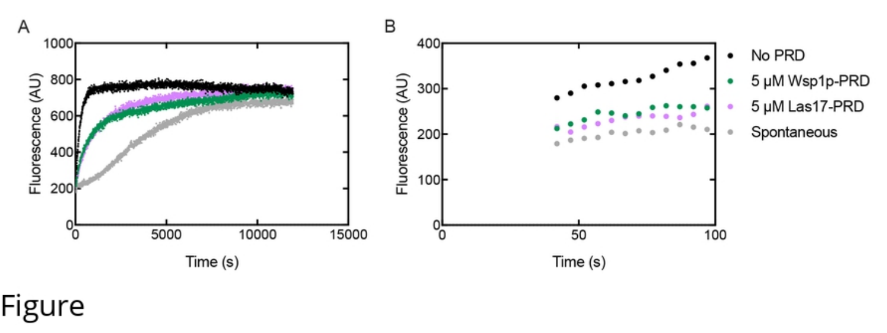A

Fluorescence (AU)

1000

800

600

400

200

0

0

5000

10000

15000

Time (s)

B

Fluorescence (AU)

400

300

200

100

0

0

50

100

Time (s)

No PRD

5 μM Wsp1p-PRD

5 μM Las17-PRD

Spontaneous

# Figure